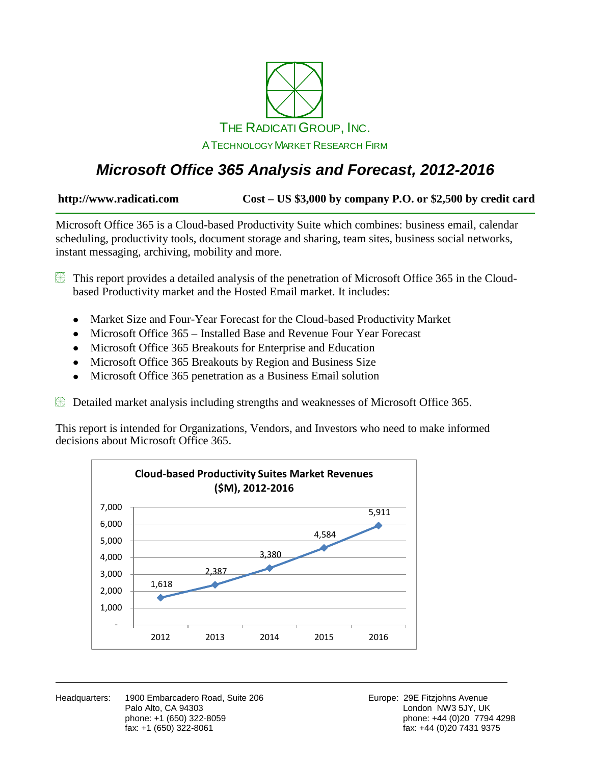THE RADICATI GROUP, INC.

A TECHNOLOGY MARKET RESEARCH FIRM

# *Microsoft Office 365 Analysis and Forecast, 2012-2016*

**http://www.radicati.com** **Cost – US $3,000 by company P.O. or $2,500 by credit card**

Microsoft Office 365 is a Cloud-based Productivity Suite which combines: business email, calendar scheduling, productivity tools, document storage and sharing, team sites, business social networks, instant messaging, archiving, mobility and more.

- This report provides a detailed analysis of the penetration of Microsoft Office 365 in the Cloud-based Productivity market and the Hosted Email market. It includes:
  - Market Size and Four-Year Forecast for the Cloud-based Productivity Market
  - Microsoft Office 365 – Installed Base and Revenue Four Year Forecast
  - Microsoft Office 365 Breakouts for Enterprise and Education
  - Microsoft Office 365 Breakouts by Region and Business Size
  - Microsoft Office 365 penetration as a Business Email solution
- Detailed market analysis including strengths and weaknesses of Microsoft Office 365.

This report is intended for Organizations, Vendors, and Investors who need to make informed decisions about Microsoft Office 365.

**Cloud-based Productivity Suites Market Revenues ($M), 2012-2016**

7,000
6,000
5,000
4,000
3,000
2,000
1,000
-

2012 2013 2014 2015 2016

1,618
2,387
3,380
4,584
5,911

Headquarters: 1900 Embarcadero Road, Suite 206
Palo Alto, CA 94303
phone: +1 (650) 322-8059
fax: +1 (650) 322-8061

Europe: 29E Fitzjohns Avenue
London NW3 5JY, UK
phone: +44 (0)20 7794 4298
fax: +44 (0)20 7431 9375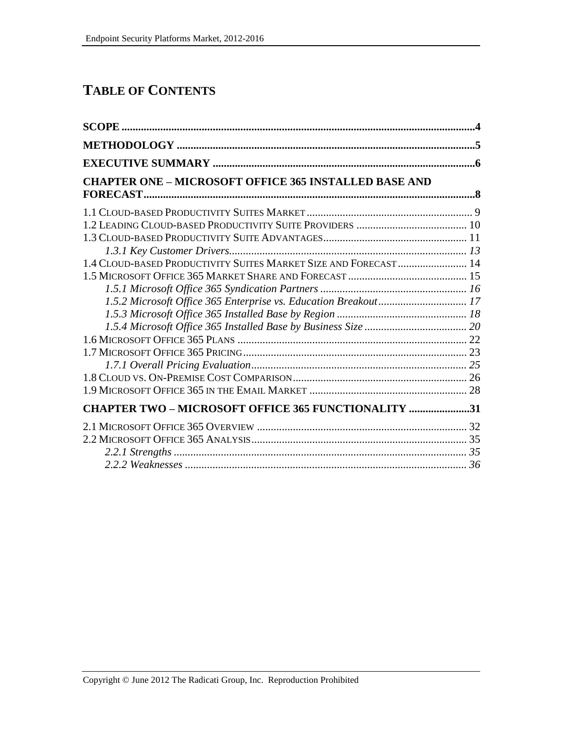# TABLE OF CONTENTS

**SCOPE ..... 4**

**METHODOLOGY ..... 5**

**EXECUTIVE SUMMARY ..... 6**

**CHAPTER ONE – MICROSOFT OFFICE 365 INSTALLED BASE AND FORECAST ..... 8**

1.1 CLOUD-BASED PRODUCTIVITY SUITES MARKET ..... 9
1.2 LEADING CLOUD-BASED PRODUCTIVITY SUITE PROVIDERS ..... 10
1.3 CLOUD-BASED PRODUCTIVITY SUITE ADVANTAGES ..... 11
  *1.3.1 Key Customer Drivers ..... 13*
1.4 CLOUD-BASED PRODUCTIVITY SUITES MARKET SIZE AND FORECAST ..... 14
1.5 MICROSOFT OFFICE 365 MARKET SHARE AND FORECAST ..... 15
  *1.5.1 Microsoft Office 365 Syndication Partners ..... 16*
  *1.5.2 Microsoft Office 365 Enterprise vs. Education Breakout ..... 17*
  *1.5.3 Microsoft Office 365 Installed Base by Region ..... 18*
  *1.5.4 Microsoft Office 365 Installed Base by Business Size ..... 20*
1.6 MICROSOFT OFFICE 365 PLANS ..... 22
1.7 MICROSOFT OFFICE 365 PRICING ..... 23
  *1.7.1 Overall Pricing Evaluation ..... 25*
1.8 CLOUD VS. ON-PREMISE COST COMPARISON ..... 26
1.9 MICROSOFT OFFICE 365 IN THE EMAIL MARKET ..... 28

**CHAPTER TWO – MICROSOFT OFFICE 365 FUNCTIONALITY ..... 31**

2.1 MICROSOFT OFFICE 365 OVERVIEW ..... 32
2.2 MICROSOFT OFFICE 365 ANALYSIS ..... 35
  *2.2.1 Strengths ..... 35*
  *2.2.2 Weaknesses ..... 36*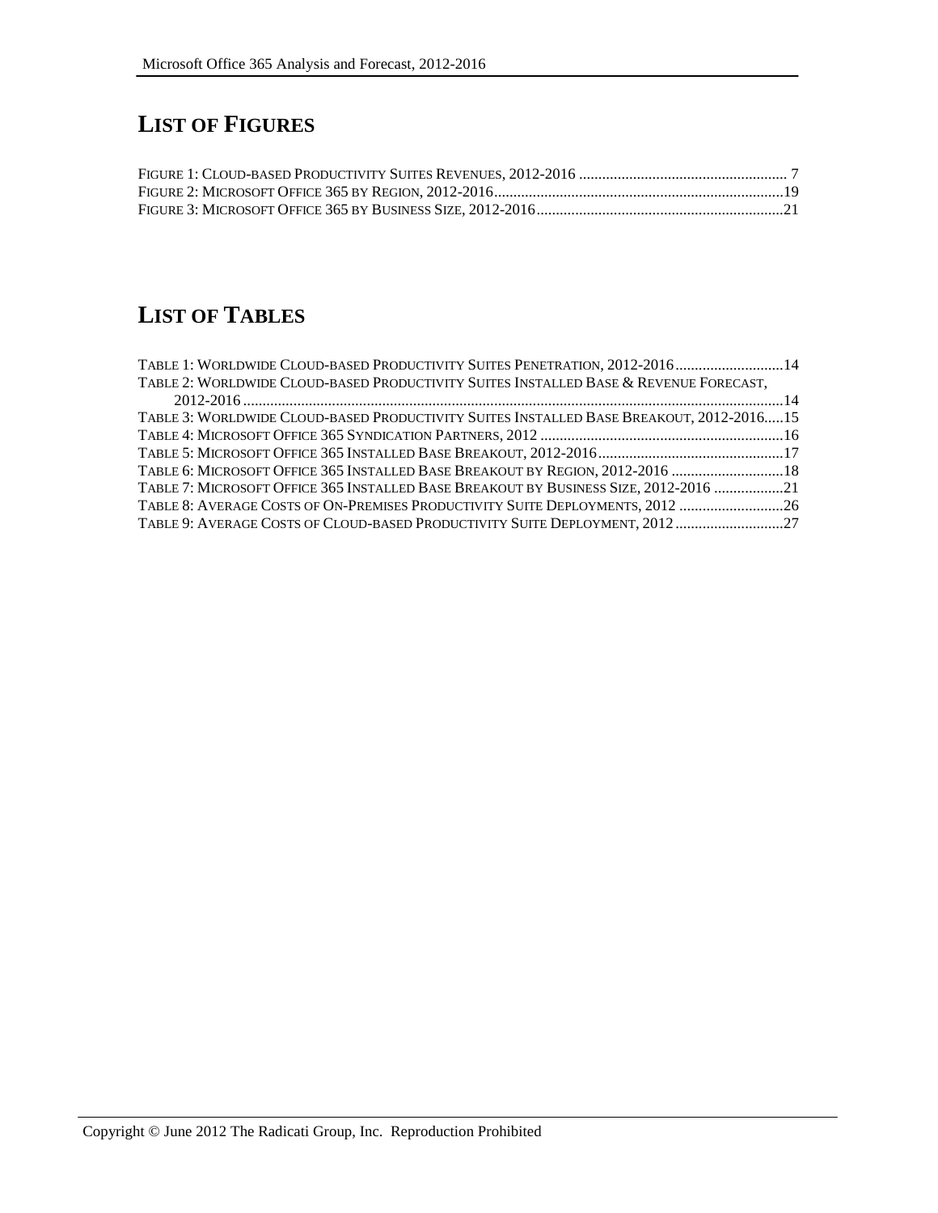# LIST OF FIGURES

FIGURE 1: CLOUD-BASED PRODUCTIVITY SUITES REVENUES, 2012-2016 ...................................................... 7
FIGURE 2: MICROSOFT OFFICE 365 BY REGION, 2012-2016..........................................................................19
FIGURE 3: MICROSOFT OFFICE 365 BY BUSINESS SIZE, 2012-2016...............................................................21

# LIST OF TABLES

TABLE 1: WORLDWIDE CLOUD-BASED PRODUCTIVITY SUITES PENETRATION, 2012-2016............................14
TABLE 2: WORLDWIDE CLOUD-BASED PRODUCTIVITY SUITES INSTALLED BASE & REVENUE FORECAST, 2012-2016..........................................................................................................................................14
TABLE 3: WORLDWIDE CLOUD-BASED PRODUCTIVITY SUITES INSTALLED BASE BREAKOUT, 2012-2016.....15
TABLE 4: MICROSOFT OFFICE 365 SYNDICATION PARTNERS, 2012 ..............................................................16
TABLE 5: MICROSOFT OFFICE 365 INSTALLED BASE BREAKOUT, 2012-2016................................................17
TABLE 6: MICROSOFT OFFICE 365 INSTALLED BASE BREAKOUT BY REGION, 2012-2016 .............................18
TABLE 7: MICROSOFT OFFICE 365 INSTALLED BASE BREAKOUT BY BUSINESS SIZE, 2012-2016 ..................21
TABLE 8: AVERAGE COSTS OF ON-PREMISES PRODUCTIVITY SUITE DEPLOYMENTS, 2012 ...........................26
TABLE 9: AVERAGE COSTS OF CLOUD-BASED PRODUCTIVITY SUITE DEPLOYMENT, 2012 ............................27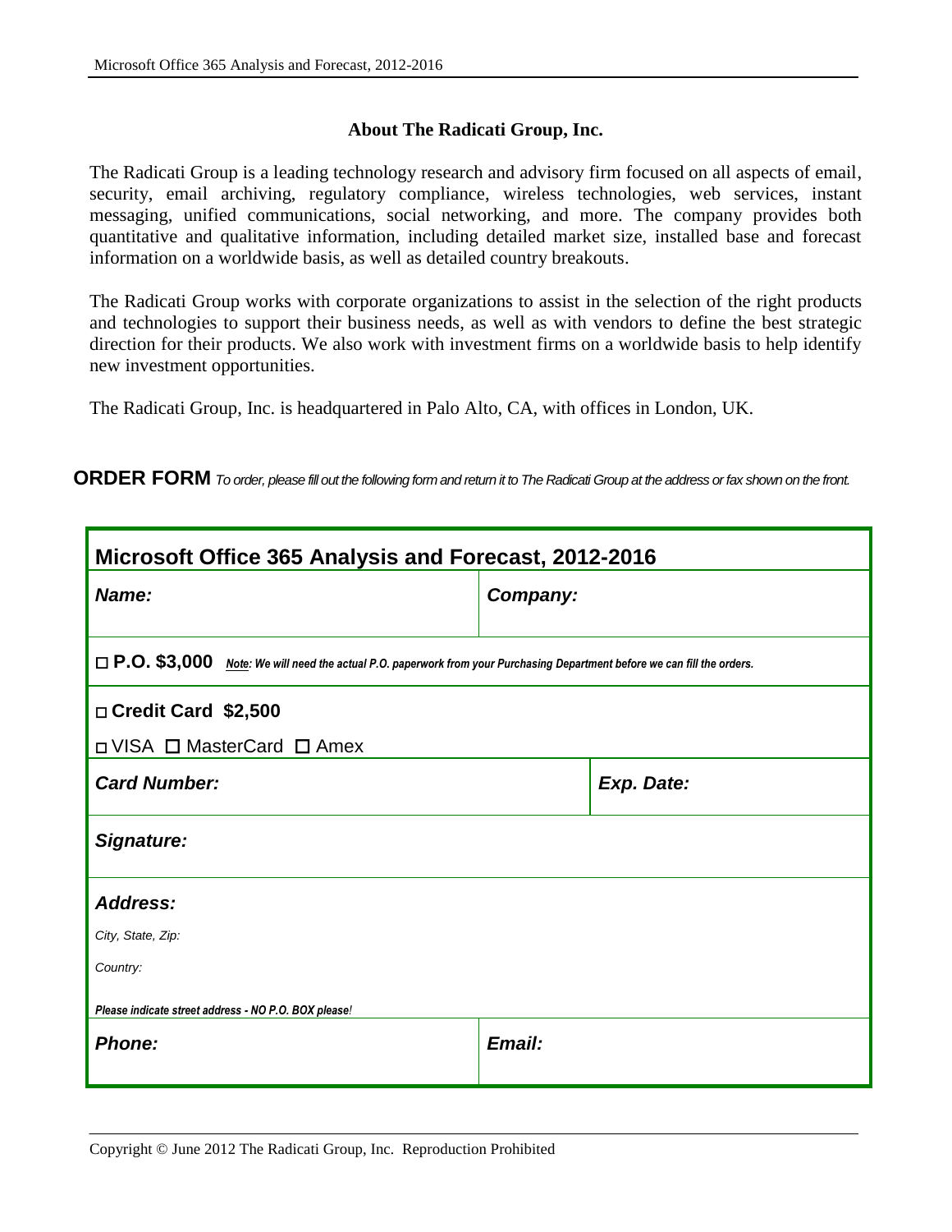### About The Radicati Group, Inc.

The Radicati Group is a leading technology research and advisory firm focused on all aspects of email, security, email archiving, regulatory compliance, wireless technologies, web services, instant messaging, unified communications, social networking, and more. The company provides both quantitative and qualitative information, including detailed market size, installed base and forecast information on a worldwide basis, as well as detailed country breakouts.

The Radicati Group works with corporate organizations to assist in the selection of the right products and technologies to support their business needs, as well as with vendors to define the best strategic direction for their products. We also work with investment firms on a worldwide basis to help identify new investment opportunities.

The Radicati Group, Inc. is headquartered in Palo Alto, CA, with offices in London, UK.

**ORDER FORM** *To order, please fill out the following form and return it to The Radicati Group at the address or fax shown on the front.*

| **Microsoft Office 365 Analysis and Forecast, 2012-2016** | | |
|---|---|---|
| ***Name:*** | ***Company:*** | |
| ☐ **P.O. $3,000** ***Note: We will need the actual P.O. paperwork from your Purchasing Department before we can fill the orders.*** | | |
| ☐ **Credit Card $2,500**<br>☐ VISA ☐ MasterCard ☐ Amex | | |
| ***Card Number:*** | | ***Exp. Date:*** |
| ***Signature:*** | | |
| ***Address:***<br>*City, State, Zip:*<br>*Country:*<br>***Please indicate street address - NO P.O. BOX please!*** | | |
| ***Phone:*** | ***Email:*** | |

Copyright © June 2012 The Radicati Group, Inc. Reproduction Prohibited